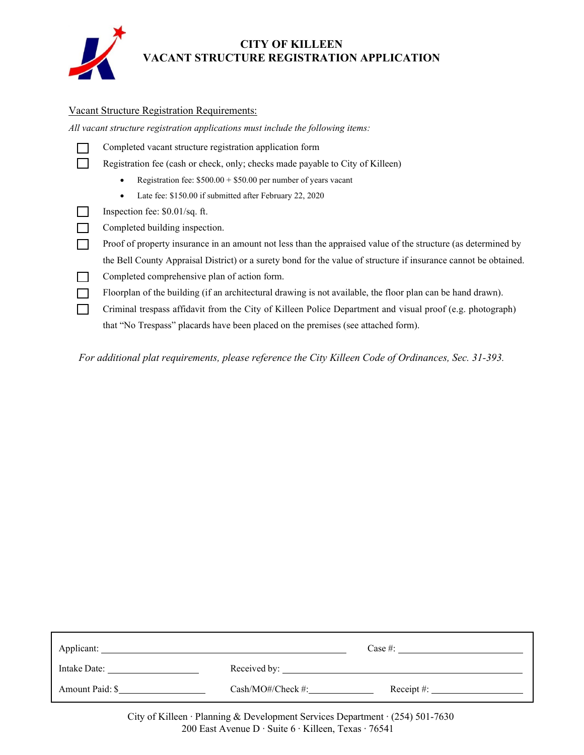# CITY OF KILLEEN
# VACANT STRUCTURE REGISTRATION APPLICATION

Vacant Structure Registration Requirements:

*All vacant structure registration applications must include the following items:*

- ☐ Completed vacant structure registration application form
- ☐ Registration fee (cash or check, only; checks made payable to City of Killeen)
  - Registration fee: $500.00 + $50.00 per number of years vacant
  - Late fee: $150.00 if submitted after February 22, 2020
- ☐ Inspection fee: $0.01/sq. ft.
- ☐ Completed building inspection.
- ☐ Proof of property insurance in an amount not less than the appraised value of the structure (as determined by the Bell County Appraisal District) or a surety bond for the value of structure if insurance cannot be obtained.
- ☐ Completed comprehensive plan of action form.
- ☐ Floorplan of the building (if an architectural drawing is not available, the floor plan can be hand drawn).
- ☐ Criminal trespass affidavit from the City of Killeen Police Department and visual proof (e.g. photograph) that "No Trespass" placards have been placed on the premises (see attached form).

*For additional plat requirements, please reference the City Killeen Code of Ordinances, Sec. 31-393.*

| | | |
|---|---|---|
| Applicant: ____________________ | | Case #: ____________________ |
| Intake Date: ____________________ | Received by: ____________________ | |
| Amount Paid: $____________________ | Cash/MO#/Check #: ____________________ | Receipt #: ____________________ |

City of Killeen · Planning & Development Services Department · (254) 501-7630
200 East Avenue D · Suite 6 · Killeen, Texas · 76541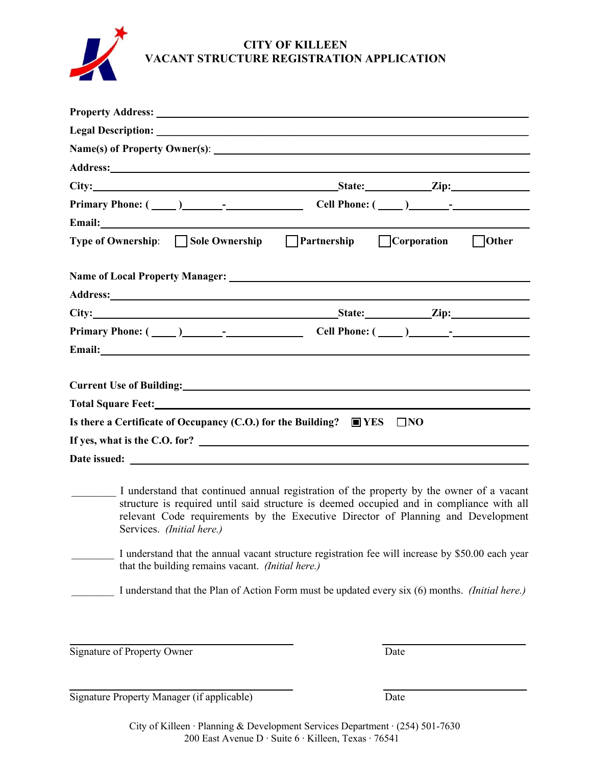# CITY OF KILLEEN
# VACANT STRUCTURE REGISTRATION APPLICATION

**Property Address:** ____________________________________________

**Legal Description:** ____________________________________________

**Name(s) of Property Owner(s):** ____________________________________________

**Address:** ____________________________________________

**City:** ______________________ **State:** __________ **Zip:** __________

**Primary Phone:** ( ____ ) ______-__________ **Cell Phone:** ( ____ ) ______-__________

**Email:** ____________________________________________

**Type of Ownership:** ☐ **Sole Ownership** ☐ **Partnership** ☐ **Corporation** ☐ **Other**

**Name of Local Property Manager:** ____________________________________________

**Address:** ____________________________________________

**City:** ______________________ **State:** __________ **Zip:** __________

**Primary Phone:** ( ____ ) ______-__________ **Cell Phone:** ( ____ ) ______-__________

**Email:** ____________________________________________

**Current Use of Building:** ____________________________________________

**Total Square Feet:** ____________________________________________

**Is there a Certificate of Occupancy (C.O.) for the Building?** ■ **YES** ☐ **NO**

**If yes, what is the C.O. for?** ____________________________________________

**Date issued:** ____________________________________________

________ I understand that continued annual registration of the property by the owner of a vacant structure is required until said structure is deemed occupied and in compliance with all relevant Code requirements by the Executive Director of Planning and Development Services. *(Initial here.)*

________ I understand that the annual vacant structure registration fee will increase by $50.00 each year that the building remains vacant. *(Initial here.)*

________ I understand that the Plan of Action Form must be updated every six (6) months. *(Initial here.)*

______________________________ ______________________

Signature of Property Owner Date

______________________________ ______________________

Signature Property Manager (if applicable) Date

City of Killeen · Planning & Development Services Department · (254) 501-7630
200 East Avenue D · Suite 6 · Killeen, Texas · 76541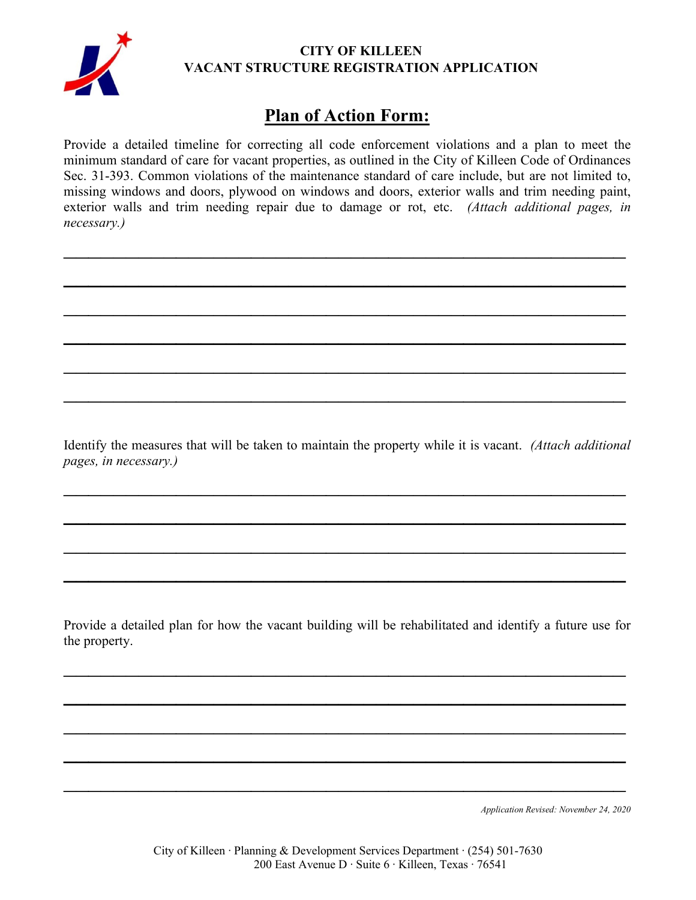**CITY OF KILLEEN**
**VACANT STRUCTURE REGISTRATION APPLICATION**

# Plan of Action Form:

Provide a detailed timeline for correcting all code enforcement violations and a plan to meet the minimum standard of care for vacant properties, as outlined in the City of Killeen Code of Ordinances Sec. 31-393. Common violations of the maintenance standard of care include, but are not limited to, missing windows and doors, plywood on windows and doors, exterior walls and trim needing paint, exterior walls and trim needing repair due to damage or rot, etc. *(Attach additional pages, in necessary.)*

\_\_\_\_\_\_\_\_\_\_\_\_\_\_\_\_\_\_\_\_\_\_\_\_\_\_\_\_\_\_\_\_\_\_\_\_\_\_\_\_\_\_\_\_\_\_\_\_\_\_\_\_\_\_\_\_\_\_\_\_\_\_\_\_\_\_\_\_\_\_\_\_

\_\_\_\_\_\_\_\_\_\_\_\_\_\_\_\_\_\_\_\_\_\_\_\_\_\_\_\_\_\_\_\_\_\_\_\_\_\_\_\_\_\_\_\_\_\_\_\_\_\_\_\_\_\_\_\_\_\_\_\_\_\_\_\_\_\_\_\_\_\_\_\_

\_\_\_\_\_\_\_\_\_\_\_\_\_\_\_\_\_\_\_\_\_\_\_\_\_\_\_\_\_\_\_\_\_\_\_\_\_\_\_\_\_\_\_\_\_\_\_\_\_\_\_\_\_\_\_\_\_\_\_\_\_\_\_\_\_\_\_\_\_\_\_\_

\_\_\_\_\_\_\_\_\_\_\_\_\_\_\_\_\_\_\_\_\_\_\_\_\_\_\_\_\_\_\_\_\_\_\_\_\_\_\_\_\_\_\_\_\_\_\_\_\_\_\_\_\_\_\_\_\_\_\_\_\_\_\_\_\_\_\_\_\_\_\_\_

\_\_\_\_\_\_\_\_\_\_\_\_\_\_\_\_\_\_\_\_\_\_\_\_\_\_\_\_\_\_\_\_\_\_\_\_\_\_\_\_\_\_\_\_\_\_\_\_\_\_\_\_\_\_\_\_\_\_\_\_\_\_\_\_\_\_\_\_\_\_\_\_

\_\_\_\_\_\_\_\_\_\_\_\_\_\_\_\_\_\_\_\_\_\_\_\_\_\_\_\_\_\_\_\_\_\_\_\_\_\_\_\_\_\_\_\_\_\_\_\_\_\_\_\_\_\_\_\_\_\_\_\_\_\_\_\_\_\_\_\_\_\_\_\_

Identify the measures that will be taken to maintain the property while it is vacant. *(Attach additional pages, in necessary.)*

\_\_\_\_\_\_\_\_\_\_\_\_\_\_\_\_\_\_\_\_\_\_\_\_\_\_\_\_\_\_\_\_\_\_\_\_\_\_\_\_\_\_\_\_\_\_\_\_\_\_\_\_\_\_\_\_\_\_\_\_\_\_\_\_\_\_\_\_\_\_\_\_

\_\_\_\_\_\_\_\_\_\_\_\_\_\_\_\_\_\_\_\_\_\_\_\_\_\_\_\_\_\_\_\_\_\_\_\_\_\_\_\_\_\_\_\_\_\_\_\_\_\_\_\_\_\_\_\_\_\_\_\_\_\_\_\_\_\_\_\_\_\_\_\_

\_\_\_\_\_\_\_\_\_\_\_\_\_\_\_\_\_\_\_\_\_\_\_\_\_\_\_\_\_\_\_\_\_\_\_\_\_\_\_\_\_\_\_\_\_\_\_\_\_\_\_\_\_\_\_\_\_\_\_\_\_\_\_\_\_\_\_\_\_\_\_\_

\_\_\_\_\_\_\_\_\_\_\_\_\_\_\_\_\_\_\_\_\_\_\_\_\_\_\_\_\_\_\_\_\_\_\_\_\_\_\_\_\_\_\_\_\_\_\_\_\_\_\_\_\_\_\_\_\_\_\_\_\_\_\_\_\_\_\_\_\_\_\_\_

Provide a detailed plan for how the vacant building will be rehabilitated and identify a future use for the property.

\_\_\_\_\_\_\_\_\_\_\_\_\_\_\_\_\_\_\_\_\_\_\_\_\_\_\_\_\_\_\_\_\_\_\_\_\_\_\_\_\_\_\_\_\_\_\_\_\_\_\_\_\_\_\_\_\_\_\_\_\_\_\_\_\_\_\_\_\_\_\_\_

\_\_\_\_\_\_\_\_\_\_\_\_\_\_\_\_\_\_\_\_\_\_\_\_\_\_\_\_\_\_\_\_\_\_\_\_\_\_\_\_\_\_\_\_\_\_\_\_\_\_\_\_\_\_\_\_\_\_\_\_\_\_\_\_\_\_\_\_\_\_\_\_

\_\_\_\_\_\_\_\_\_\_\_\_\_\_\_\_\_\_\_\_\_\_\_\_\_\_\_\_\_\_\_\_\_\_\_\_\_\_\_\_\_\_\_\_\_\_\_\_\_\_\_\_\_\_\_\_\_\_\_\_\_\_\_\_\_\_\_\_\_\_\_\_

\_\_\_\_\_\_\_\_\_\_\_\_\_\_\_\_\_\_\_\_\_\_\_\_\_\_\_\_\_\_\_\_\_\_\_\_\_\_\_\_\_\_\_\_\_\_\_\_\_\_\_\_\_\_\_\_\_\_\_\_\_\_\_\_\_\_\_\_\_\_\_\_

\_\_\_\_\_\_\_\_\_\_\_\_\_\_\_\_\_\_\_\_\_\_\_\_\_\_\_\_\_\_\_\_\_\_\_\_\_\_\_\_\_\_\_\_\_\_\_\_\_\_\_\_\_\_\_\_\_\_\_\_\_\_\_\_\_\_\_\_\_\_\_\_

*Application Revised: November 24, 2020*

City of Killeen · Planning & Development Services Department · (254) 501-7630
200 East Avenue D · Suite 6 · Killeen, Texas · 76541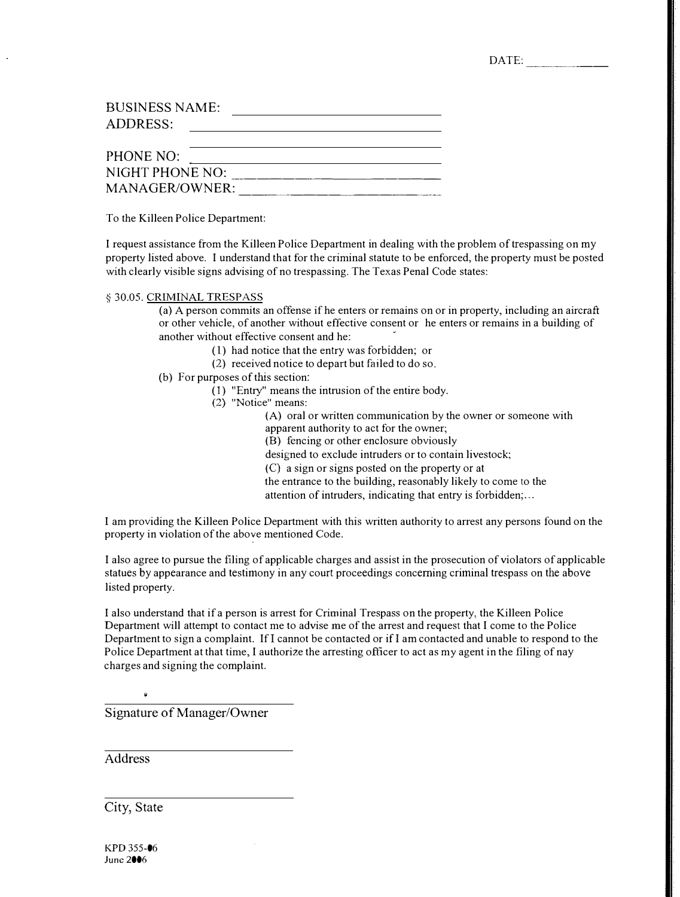DATE: ___________

BUSINESS NAME: ______________________________

ADDRESS: ______________________________

______________________________

PHONE NO: ______________________________

NIGHT PHONE NO: ______________________________

MANAGER/OWNER: ______________________________

To the Killeen Police Department:

I request assistance from the Killeen Police Department in dealing with the problem of trespassing on my property listed above. I understand that for the criminal statute to be enforced, the property must be posted with clearly visible signs advising of no trespassing. The Texas Penal Code states:

§ 30.05. CRIMINAL TRESPASS

> (a) A person commits an offense if he enters or remains on or in property, including an aircraft or other vehicle, of another without effective consent or he enters or remains in a building of another without effective consent and he:
>
> > (1) had notice that the entry was forbidden; or
> >
> > (2) received notice to depart but failed to do so.
>
> (b) For purposes of this section:
>
> > (1) "Entry" means the intrusion of the entire body.
> >
> > (2) "Notice" means:
> >
> > > (A) oral or written communication by the owner or someone with apparent authority to act for the owner;
> > >
> > > (B) fencing or other enclosure obviously designed to exclude intruders or to contain livestock;
> > >
> > > (C) a sign or signs posted on the property or at the entrance to the building, reasonably likely to come to the attention of intruders, indicating that entry is forbidden;...

I am providing the Killeen Police Department with this written authority to arrest any persons found on the property in violation of the above mentioned Code.

I also agree to pursue the filing of applicable charges and assist in the prosecution of violators of applicable statues by appearance and testimony in any court proceedings concerning criminal trespass on the above listed property.

I also understand that if a person is arrest for Criminal Trespass on the property, the Killeen Police Department will attempt to contact me to advise me of the arrest and request that I come to the Police Department to sign a complaint. If I cannot be contacted or if I am contacted and unable to respond to the Police Department at that time, I authorize the arresting officer to act as my agent in the filing of nay charges and signing the complaint.

______________________________

Signature of Manager/Owner

______________________________

Address

______________________________

City, State

KPD 355-06
June 2006